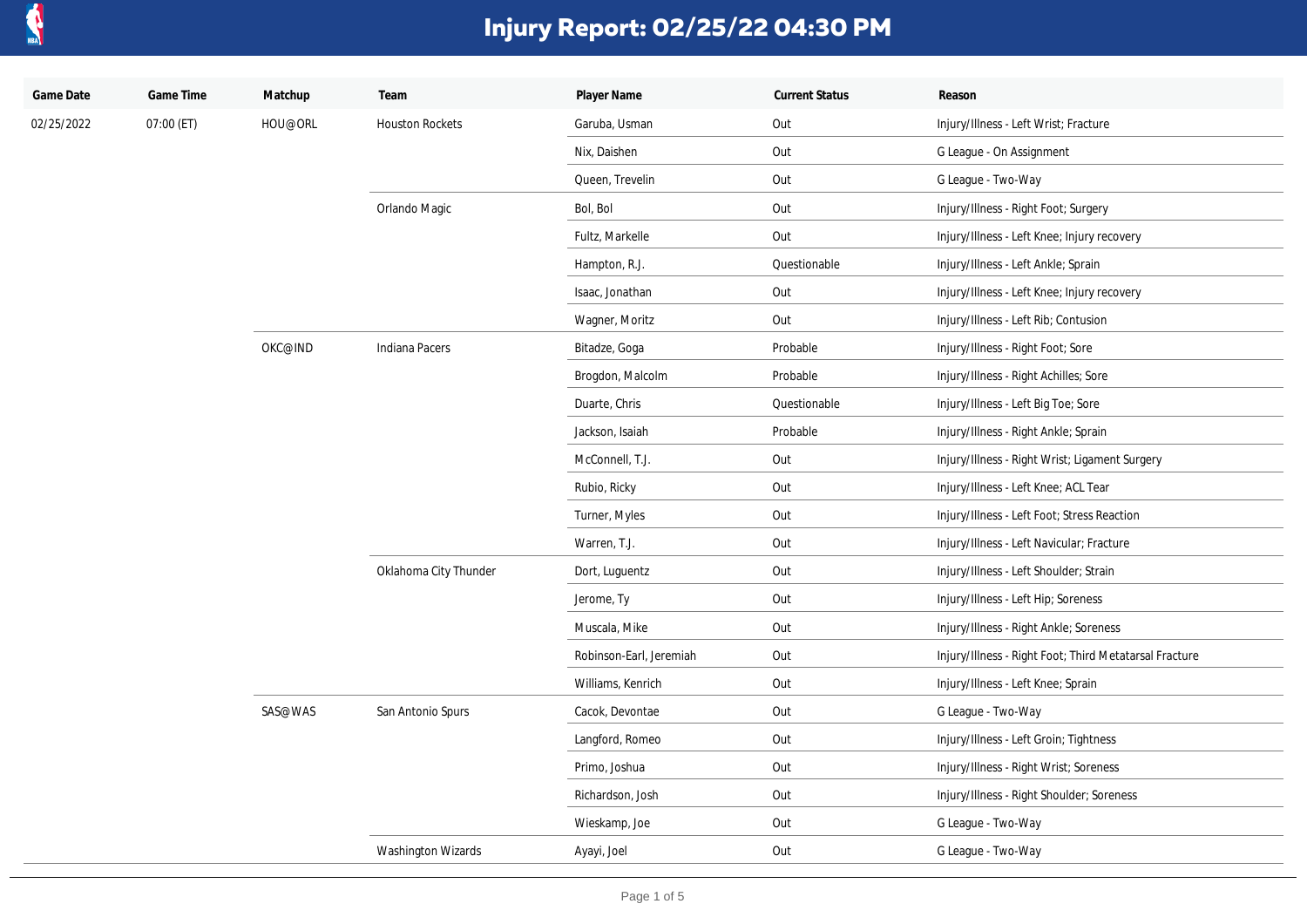# Injury Report: 02/25/22 04:30 PM

| Game Date | Game Time | Matchup | Team | Player Name | Current Status | Reason |
|---|---|---|---|---|---|---|
| 02/25/2022 | 07:00 (ET) | HOU@ORL | Houston Rockets | Garuba, Usman | Out | Injury/Illness - Left Wrist; Fracture |
| | | | | Nix, Daishen | Out | G League - On Assignment |
| | | | | Queen, Trevelin | Out | G League - Two-Way |
| | | | Orlando Magic | Bol, Bol | Out | Injury/Illness - Right Foot; Surgery |
| | | | | Fultz, Markelle | Out | Injury/Illness - Left Knee; Injury recovery |
| | | | | Hampton, R.J. | Questionable | Injury/Illness - Left Ankle; Sprain |
| | | | | Isaac, Jonathan | Out | Injury/Illness - Left Knee; Injury recovery |
| | | | | Wagner, Moritz | Out | Injury/Illness - Left Rib; Contusion |
| | | OKC@IND | Indiana Pacers | Bitadze, Goga | Probable | Injury/Illness - Right Foot; Sore |
| | | | | Brogdon, Malcolm | Probable | Injury/Illness - Right Achilles; Sore |
| | | | | Duarte, Chris | Questionable | Injury/Illness - Left Big Toe; Sore |
| | | | | Jackson, Isaiah | Probable | Injury/Illness - Right Ankle; Sprain |
| | | | | McConnell, T.J. | Out | Injury/Illness - Right Wrist; Ligament Surgery |
| | | | | Rubio, Ricky | Out | Injury/Illness - Left Knee; ACL Tear |
| | | | | Turner, Myles | Out | Injury/Illness - Left Foot; Stress Reaction |
| | | | | Warren, T.J. | Out | Injury/Illness - Left Navicular; Fracture |
| | | | Oklahoma City Thunder | Dort, Luguentz | Out | Injury/Illness - Left Shoulder; Strain |
| | | | | Jerome, Ty | Out | Injury/Illness - Left Hip; Soreness |
| | | | | Muscala, Mike | Out | Injury/Illness - Right Ankle; Soreness |
| | | | | Robinson-Earl, Jeremiah | Out | Injury/Illness - Right Foot; Third Metatarsal Fracture |
| | | | | Williams, Kenrich | Out | Injury/Illness - Left Knee; Sprain |
| | | SAS@WAS | San Antonio Spurs | Cacok, Devontae | Out | G League - Two-Way |
| | | | | Langford, Romeo | Out | Injury/Illness - Left Groin; Tightness |
| | | | | Primo, Joshua | Out | Injury/Illness - Right Wrist; Soreness |
| | | | | Richardson, Josh | Out | Injury/Illness - Right Shoulder; Soreness |
| | | | | Wieskamp, Joe | Out | G League - Two-Way |
| | | | Washington Wizards | Ayayi, Joel | Out | G League - Two-Way |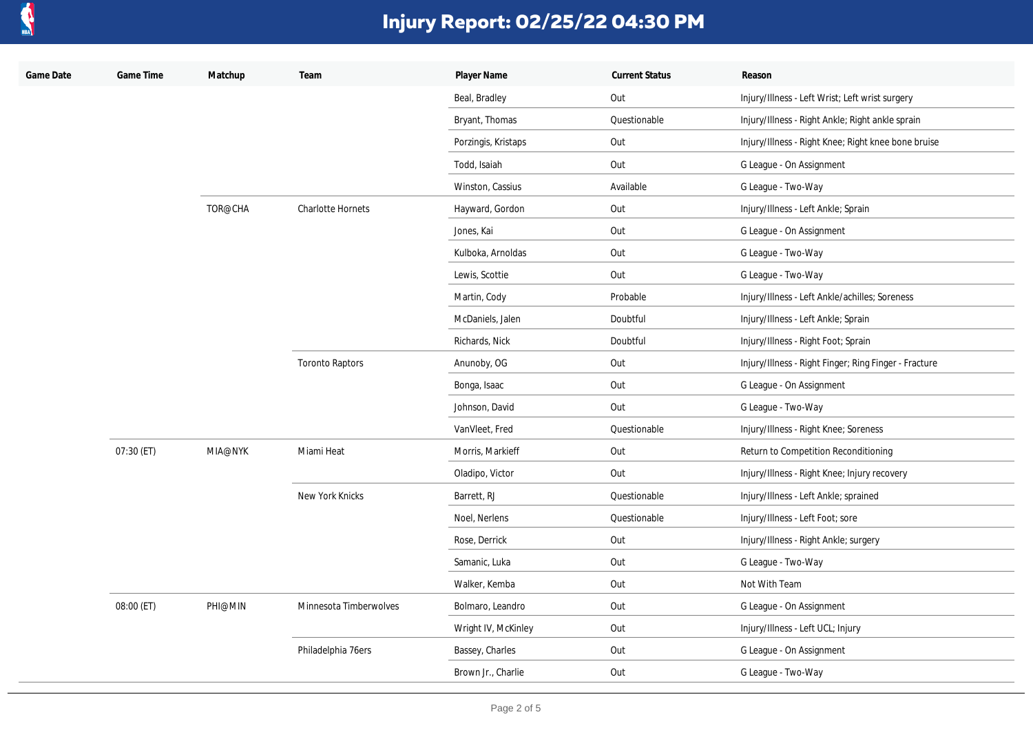# Injury Report: 02/25/22 04:30 PM

| Game Date | Game Time | Matchup | Team | Player Name | Current Status | Reason |
|---|---|---|---|---|---|---|
| | | | | Beal, Bradley | Out | Injury/Illness - Left Wrist; Left wrist surgery |
| | | | | Bryant, Thomas | Questionable | Injury/Illness - Right Ankle; Right ankle sprain |
| | | | | Porzingis, Kristaps | Out | Injury/Illness - Right Knee; Right knee bone bruise |
| | | | | Todd, Isaiah | Out | G League - On Assignment |
| | | | | Winston, Cassius | Available | G League - Two-Way |
| | | TOR@CHA | Charlotte Hornets | Hayward, Gordon | Out | Injury/Illness - Left Ankle; Sprain |
| | | | | Jones, Kai | Out | G League - On Assignment |
| | | | | Kulboka, Arnoldas | Out | G League - Two-Way |
| | | | | Lewis, Scottie | Out | G League - Two-Way |
| | | | | Martin, Cody | Probable | Injury/Illness - Left Ankle/achilles; Soreness |
| | | | | McDaniels, Jalen | Doubtful | Injury/Illness - Left Ankle; Sprain |
| | | | | Richards, Nick | Doubtful | Injury/Illness - Right Foot; Sprain |
| | | | Toronto Raptors | Anunoby, OG | Out | Injury/Illness - Right Finger; Ring Finger - Fracture |
| | | | | Bonga, Isaac | Out | G League - On Assignment |
| | | | | Johnson, David | Out | G League - Two-Way |
| | | | | VanVleet, Fred | Questionable | Injury/Illness - Right Knee; Soreness |
| | 07:30 (ET) | MIA@NYK | Miami Heat | Morris, Markieff | Out | Return to Competition Reconditioning |
| | | | | Oladipo, Victor | Out | Injury/Illness - Right Knee; Injury recovery |
| | | | New York Knicks | Barrett, RJ | Questionable | Injury/Illness - Left Ankle; sprained |
| | | | | Noel, Nerlens | Questionable | Injury/Illness - Left Foot; sore |
| | | | | Rose, Derrick | Out | Injury/Illness - Right Ankle; surgery |
| | | | | Samanic, Luka | Out | G League - Two-Way |
| | | | | Walker, Kemba | Out | Not With Team |
| | 08:00 (ET) | PHI@MIN | Minnesota Timberwolves | Bolmaro, Leandro | Out | G League - On Assignment |
| | | | | Wright IV, McKinley | Out | Injury/Illness - Left UCL; Injury |
| | | | Philadelphia 76ers | Bassey, Charles | Out | G League - On Assignment |
| | | | | Brown Jr., Charlie | Out | G League - Two-Way |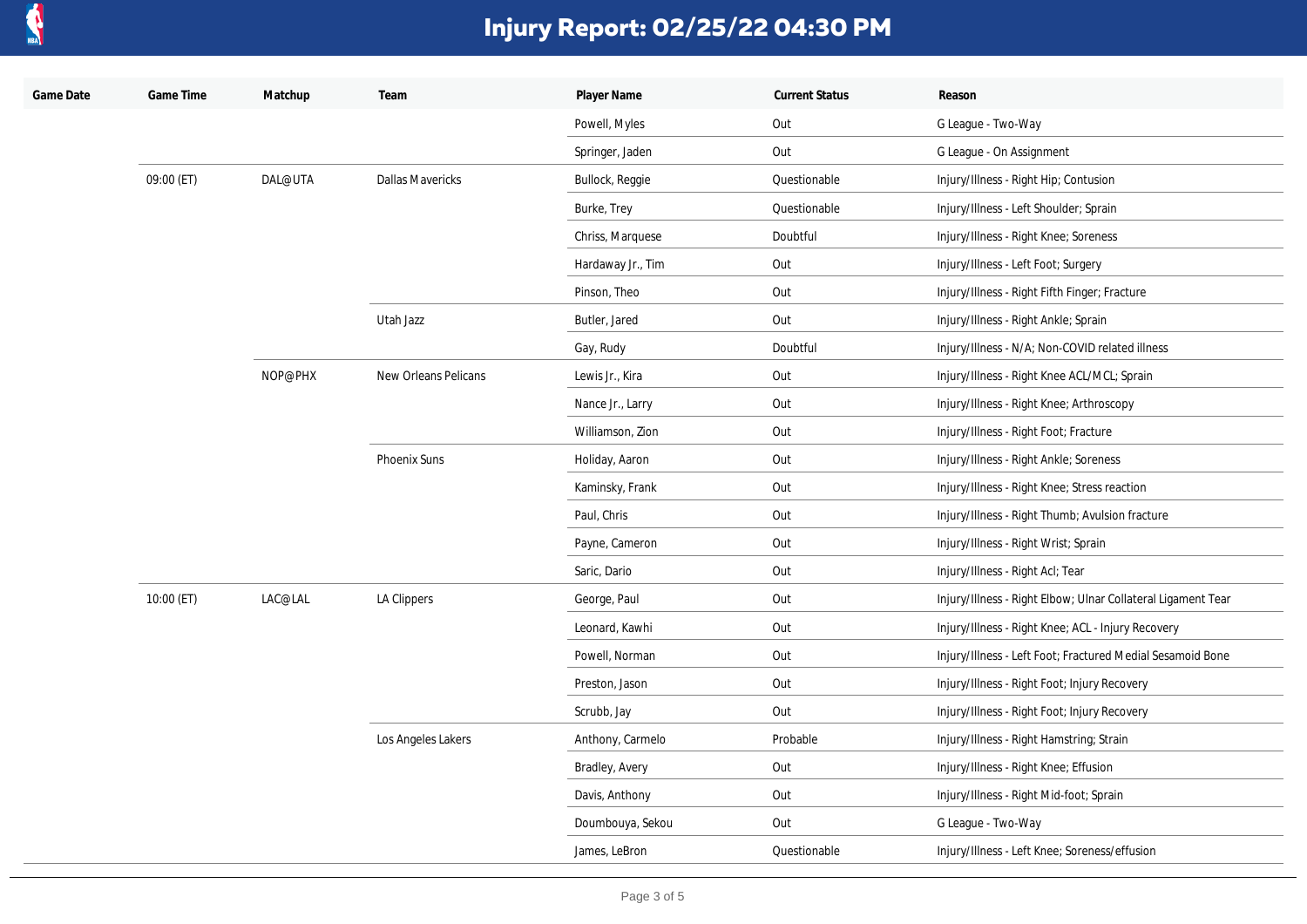# Injury Report: 02/25/22 04:30 PM

| Game Date | Game Time | Matchup | Team | Player Name | Current Status | Reason |
|---|---|---|---|---|---|---|
| | | | | Powell, Myles | Out | G League - Two-Way |
| | | | | Springer, Jaden | Out | G League - On Assignment |
| | 09:00 (ET) | DAL@UTA | Dallas Mavericks | Bullock, Reggie | Questionable | Injury/Illness - Right Hip; Contusion |
| | | | | Burke, Trey | Questionable | Injury/Illness - Left Shoulder; Sprain |
| | | | | Chriss, Marquese | Doubtful | Injury/Illness - Right Knee; Soreness |
| | | | | Hardaway Jr., Tim | Out | Injury/Illness - Left Foot; Surgery |
| | | | | Pinson, Theo | Out | Injury/Illness - Right Fifth Finger; Fracture |
| | | | Utah Jazz | Butler, Jared | Out | Injury/Illness - Right Ankle; Sprain |
| | | | | Gay, Rudy | Doubtful | Injury/Illness - N/A; Non-COVID related illness |
| | | NOP@PHX | New Orleans Pelicans | Lewis Jr., Kira | Out | Injury/Illness - Right Knee ACL/MCL; Sprain |
| | | | | Nance Jr., Larry | Out | Injury/Illness - Right Knee; Arthroscopy |
| | | | | Williamson, Zion | Out | Injury/Illness - Right Foot; Fracture |
| | | | Phoenix Suns | Holiday, Aaron | Out | Injury/Illness - Right Ankle; Soreness |
| | | | | Kaminsky, Frank | Out | Injury/Illness - Right Knee; Stress reaction |
| | | | | Paul, Chris | Out | Injury/Illness - Right Thumb; Avulsion fracture |
| | | | | Payne, Cameron | Out | Injury/Illness - Right Wrist; Sprain |
| | | | | Saric, Dario | Out | Injury/Illness - Right Acl; Tear |
| | 10:00 (ET) | LAC@LAL | LA Clippers | George, Paul | Out | Injury/Illness - Right Elbow; Ulnar Collateral Ligament Tear |
| | | | | Leonard, Kawhi | Out | Injury/Illness - Right Knee; ACL - Injury Recovery |
| | | | | Powell, Norman | Out | Injury/Illness - Left Foot; Fractured Medial Sesamoid Bone |
| | | | | Preston, Jason | Out | Injury/Illness - Right Foot; Injury Recovery |
| | | | | Scrubb, Jay | Out | Injury/Illness - Right Foot; Injury Recovery |
| | | | Los Angeles Lakers | Anthony, Carmelo | Probable | Injury/Illness - Right Hamstring; Strain |
| | | | | Bradley, Avery | Out | Injury/Illness - Right Knee; Effusion |
| | | | | Davis, Anthony | Out | Injury/Illness - Right Mid-foot; Sprain |
| | | | | Doumbouya, Sekou | Out | G League - Two-Way |
| | | | | James, LeBron | Questionable | Injury/Illness - Left Knee; Soreness/effusion |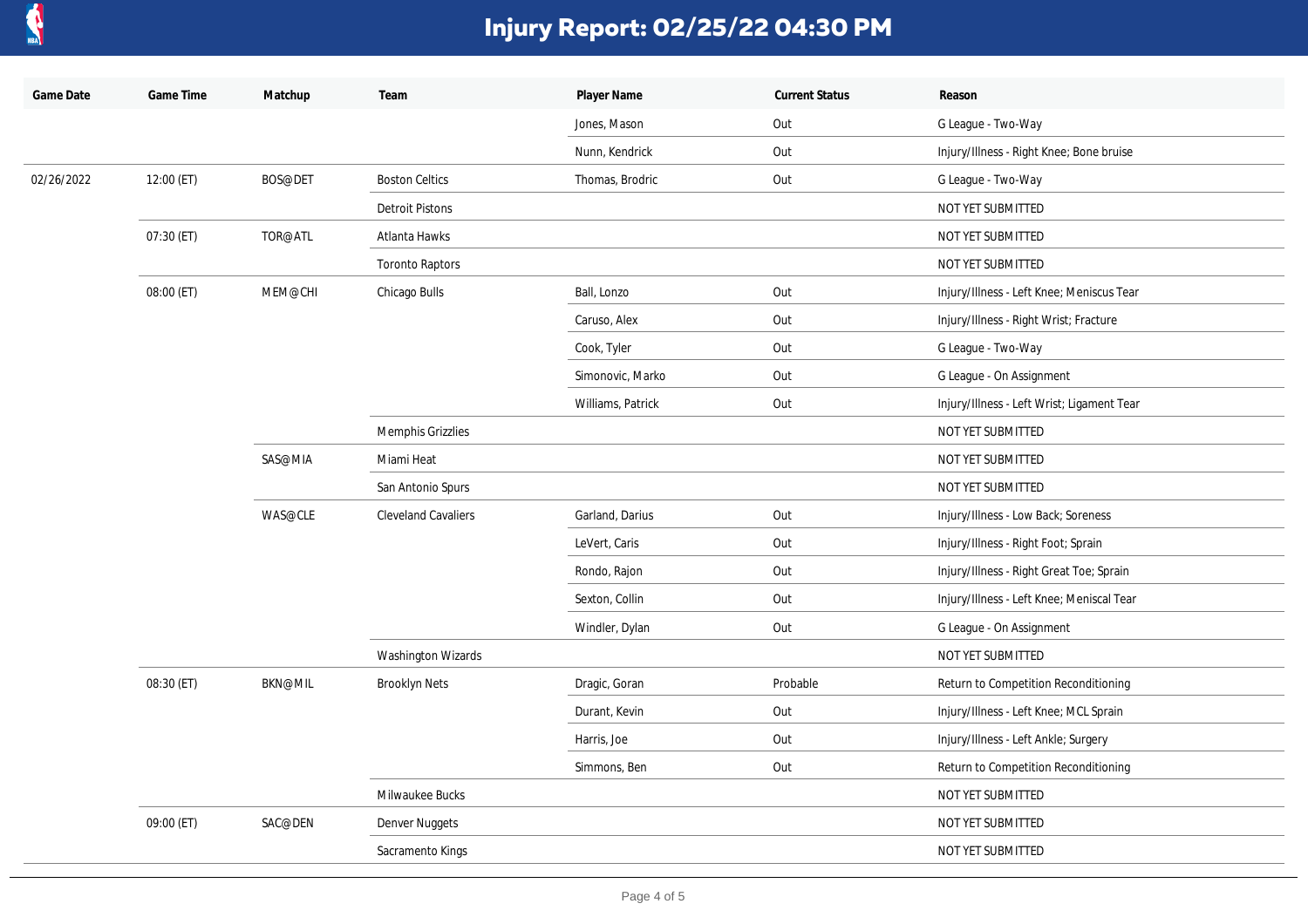# Injury Report: 02/25/22 04:30 PM

| Game Date | Game Time | Matchup | Team | Player Name | Current Status | Reason |
|---|---|---|---|---|---|---|
| | | | | Jones, Mason | Out | G League - Two-Way |
| | | | | Nunn, Kendrick | Out | Injury/Illness - Right Knee; Bone bruise |
| 02/26/2022 | 12:00 (ET) | BOS@DET | Boston Celtics | Thomas, Brodric | Out | G League - Two-Way |
| | | | Detroit Pistons | | | NOT YET SUBMITTED |
| | 07:30 (ET) | TOR@ATL | Atlanta Hawks | | | NOT YET SUBMITTED |
| | | | Toronto Raptors | | | NOT YET SUBMITTED |
| | 08:00 (ET) | MEM@CHI | Chicago Bulls | Ball, Lonzo | Out | Injury/Illness - Left Knee; Meniscus Tear |
| | | | | Caruso, Alex | Out | Injury/Illness - Right Wrist; Fracture |
| | | | | Cook, Tyler | Out | G League - Two-Way |
| | | | | Simonovic, Marko | Out | G League - On Assignment |
| | | | | Williams, Patrick | Out | Injury/Illness - Left Wrist; Ligament Tear |
| | | | Memphis Grizzlies | | | NOT YET SUBMITTED |
| | | SAS@MIA | Miami Heat | | | NOT YET SUBMITTED |
| | | | San Antonio Spurs | | | NOT YET SUBMITTED |
| | | WAS@CLE | Cleveland Cavaliers | Garland, Darius | Out | Injury/Illness - Low Back; Soreness |
| | | | | LeVert, Caris | Out | Injury/Illness - Right Foot; Sprain |
| | | | | Rondo, Rajon | Out | Injury/Illness - Right Great Toe; Sprain |
| | | | | Sexton, Collin | Out | Injury/Illness - Left Knee; Meniscal Tear |
| | | | | Windler, Dylan | Out | G League - On Assignment |
| | | | Washington Wizards | | | NOT YET SUBMITTED |
| | 08:30 (ET) | BKN@MIL | Brooklyn Nets | Dragic, Goran | Probable | Return to Competition Reconditioning |
| | | | | Durant, Kevin | Out | Injury/Illness - Left Knee; MCL Sprain |
| | | | | Harris, Joe | Out | Injury/Illness - Left Ankle; Surgery |
| | | | | Simmons, Ben | Out | Return to Competition Reconditioning |
| | | | Milwaukee Bucks | | | NOT YET SUBMITTED |
| | 09:00 (ET) | SAC@DEN | Denver Nuggets | | | NOT YET SUBMITTED |
| | | | Sacramento Kings | | | NOT YET SUBMITTED |